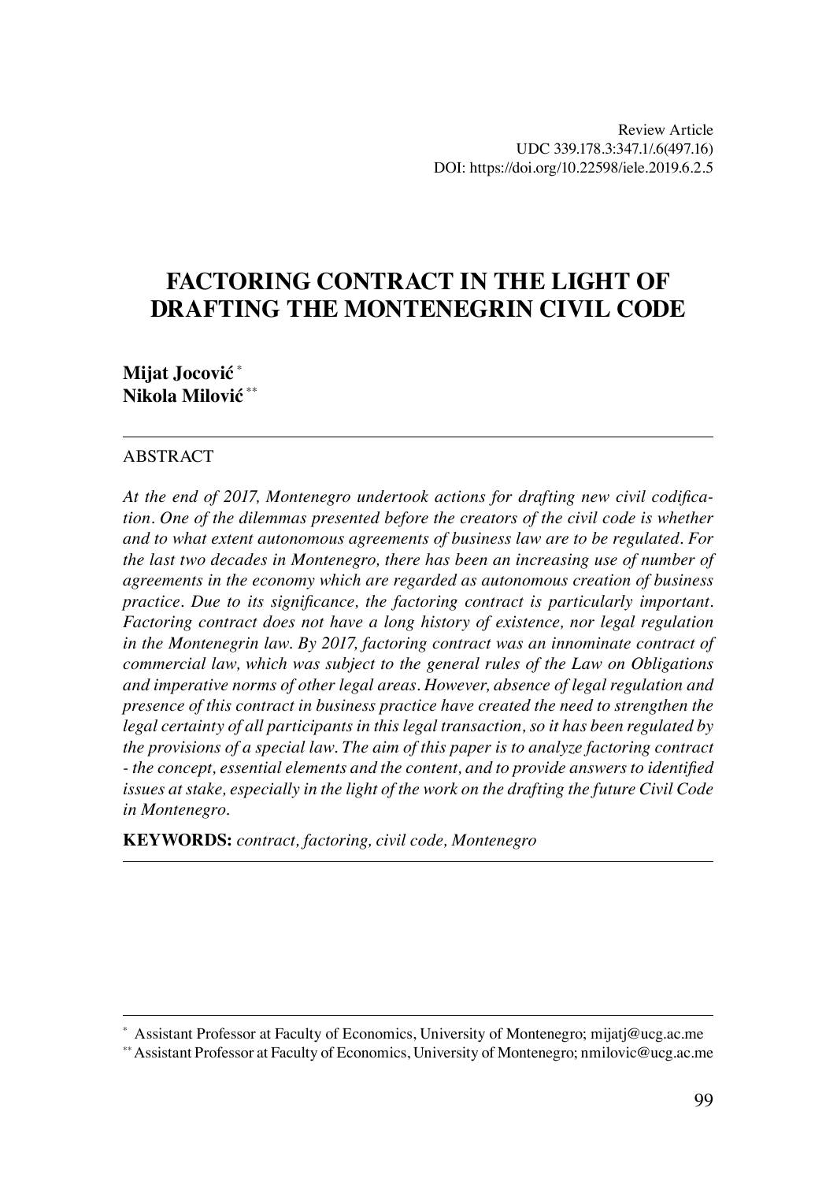Review Article
UDC 339.178.3:347.1/.6(497.16)
DOI: https://doi.org/10.22598/iele.2019.6.2.5

# FACTORING CONTRACT IN THE LIGHT OF DRAFTING THE MONTENEGRIN CIVIL CODE

**Mijat Jocović** [*]
**Nikola Milović** [**]

ABSTRACT

*At the end of 2017, Montenegro undertook actions for drafting new civil codification. One of the dilemmas presented before the creators of the civil code is whether and to what extent autonomous agreements of business law are to be regulated. For the last two decades in Montenegro, there has been an increasing use of number of agreements in the economy which are regarded as autonomous creation of business practice. Due to its significance, the factoring contract is particularly important. Factoring contract does not have a long history of existence, nor legal regulation in the Montenegrin law. By 2017, factoring contract was an innominate contract of commercial law, which was subject to the general rules of the Law on Obligations and imperative norms of other legal areas. However, absence of legal regulation and presence of this contract in business practice have created the need to strengthen the legal certainty of all participants in this legal transaction, so it has been regulated by the provisions of a special law. The aim of this paper is to analyze factoring contract - the concept, essential elements and the content, and to provide answers to identified issues at stake, especially in the light of the work on the drafting the future Civil Code in Montenegro.*

**KEYWORDS:** *contract, factoring, civil code, Montenegro*

---

[*] Assistant Professor at Faculty of Economics, University of Montenegro; mijatj@ucg.ac.me

[**] Assistant Professor at Faculty of Economics, University of Montenegro; nmilovic@ucg.ac.me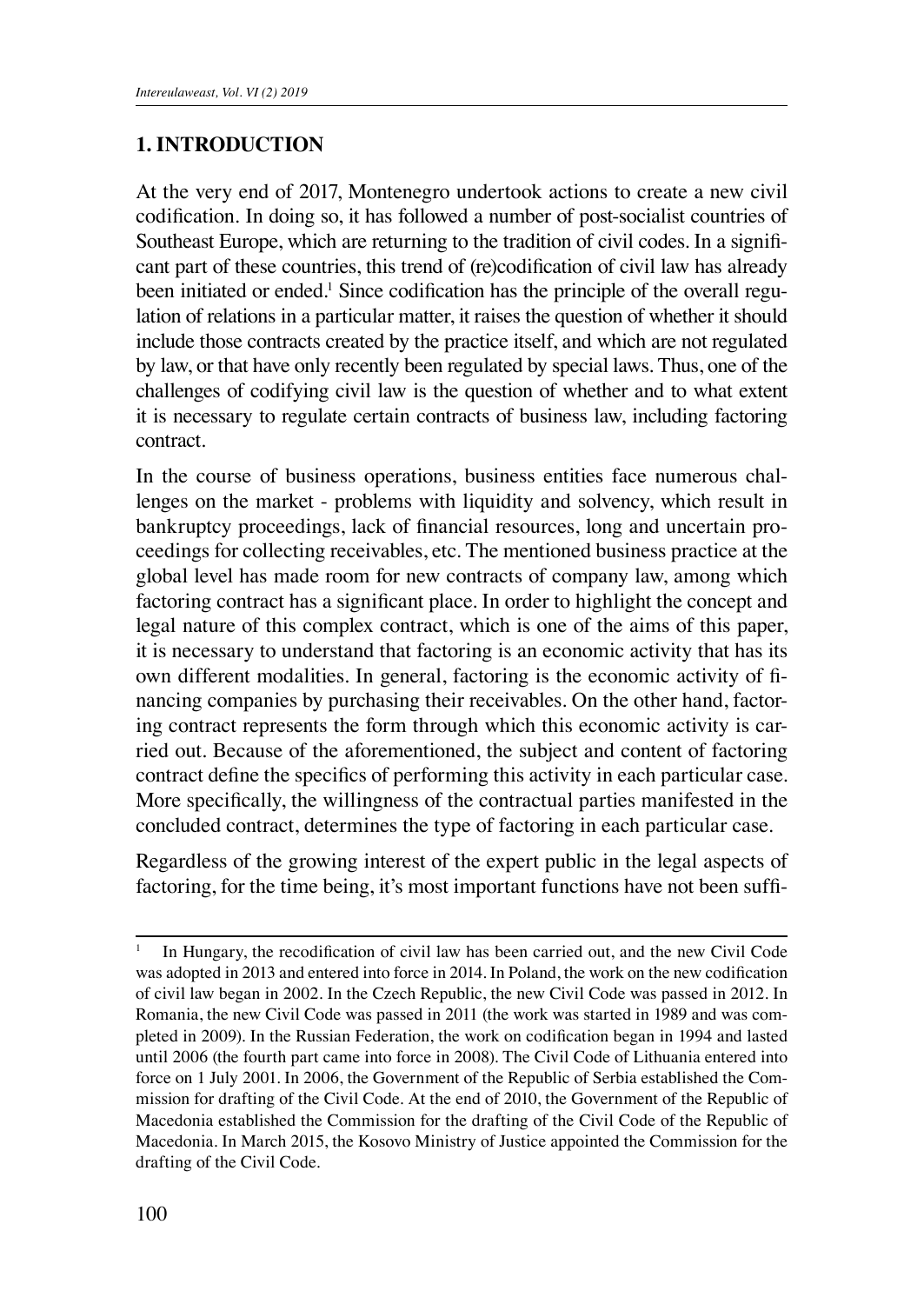## 1. INTRODUCTION

At the very end of 2017, Montenegro undertook actions to create a new civil codification. In doing so, it has followed a number of post-socialist countries of Southeast Europe, which are returning to the tradition of civil codes. In a significant part of these countries, this trend of (re)codification of civil law has already been initiated or ended.[1] Since codification has the principle of the overall regulation of relations in a particular matter, it raises the question of whether it should include those contracts created by the practice itself, and which are not regulated by law, or that have only recently been regulated by special laws. Thus, one of the challenges of codifying civil law is the question of whether and to what extent it is necessary to regulate certain contracts of business law, including factoring contract.

In the course of business operations, business entities face numerous challenges on the market - problems with liquidity and solvency, which result in bankruptcy proceedings, lack of financial resources, long and uncertain proceedings for collecting receivables, etc. The mentioned business practice at the global level has made room for new contracts of company law, among which factoring contract has a significant place. In order to highlight the concept and legal nature of this complex contract, which is one of the aims of this paper, it is necessary to understand that factoring is an economic activity that has its own different modalities. In general, factoring is the economic activity of financing companies by purchasing their receivables. On the other hand, factoring contract represents the form through which this economic activity is carried out. Because of the aforementioned, the subject and content of factoring contract define the specifics of performing this activity in each particular case. More specifically, the willingness of the contractual parties manifested in the concluded contract, determines the type of factoring in each particular case.

Regardless of the growing interest of the expert public in the legal aspects of factoring, for the time being, it's most important functions have not been suffi-

---

[1] In Hungary, the recodification of civil law has been carried out, and the new Civil Code was adopted in 2013 and entered into force in 2014. In Poland, the work on the new codification of civil law began in 2002. In the Czech Republic, the new Civil Code was passed in 2012. In Romania, the new Civil Code was passed in 2011 (the work was started in 1989 and was completed in 2009). In the Russian Federation, the work on codification began in 1994 and lasted until 2006 (the fourth part came into force in 2008). The Civil Code of Lithuania entered into force on 1 July 2001. In 2006, the Government of the Republic of Serbia established the Commission for drafting of the Civil Code. At the end of 2010, the Government of the Republic of Macedonia established the Commission for the drafting of the Civil Code of the Republic of Macedonia. In March 2015, the Kosovo Ministry of Justice appointed the Commission for the drafting of the Civil Code.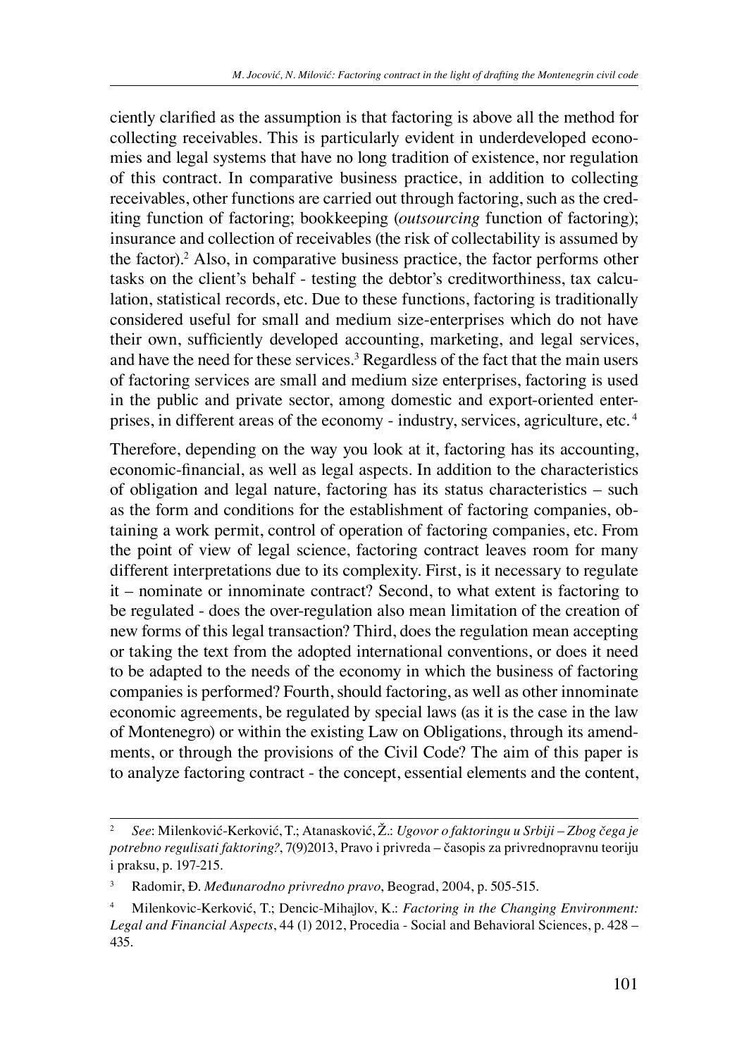ciently clarified as the assumption is that factoring is above all the method for collecting receivables. This is particularly evident in underdeveloped economies and legal systems that have no long tradition of existence, nor regulation of this contract. In comparative business practice, in addition to collecting receivables, other functions are carried out through factoring, such as the crediting function of factoring; bookkeeping (*outsourcing* function of factoring); insurance and collection of receivables (the risk of collectability is assumed by the factor).[2] Also, in comparative business practice, the factor performs other tasks on the client's behalf - testing the debtor's creditworthiness, tax calculation, statistical records, etc. Due to these functions, factoring is traditionally considered useful for small and medium size-enterprises which do not have their own, sufficiently developed accounting, marketing, and legal services, and have the need for these services.[3] Regardless of the fact that the main users of factoring services are small and medium size enterprises, factoring is used in the public and private sector, among domestic and export-oriented enterprises, in different areas of the economy - industry, services, agriculture, etc.[4]

Therefore, depending on the way you look at it, factoring has its accounting, economic-financial, as well as legal aspects. In addition to the characteristics of obligation and legal nature, factoring has its status characteristics – such as the form and conditions for the establishment of factoring companies, obtaining a work permit, control of operation of factoring companies, etc. From the point of view of legal science, factoring contract leaves room for many different interpretations due to its complexity. First, is it necessary to regulate it – nominate or innominate contract? Second, to what extent is factoring to be regulated - does the over-regulation also mean limitation of the creation of new forms of this legal transaction? Third, does the regulation mean accepting or taking the text from the adopted international conventions, or does it need to be adapted to the needs of the economy in which the business of factoring companies is performed? Fourth, should factoring, as well as other innominate economic agreements, be regulated by special laws (as it is the case in the law of Montenegro) or within the existing Law on Obligations, through its amendments, or through the provisions of the Civil Code? The aim of this paper is to analyze factoring contract - the concept, essential elements and the content,

---

[2] *See*: Milenković-Kerković, T.; Atanasković, Ž.: *Ugovor o faktoringu u Srbiji – Zbog čega je potrebno regulisati faktoring?*, 7(9)2013, Pravo i privreda – časopis za privrednopravnu teoriju i praksu, p. 197-215.

[3] Radomir, Đ. *Međunarodno privredno pravo*, Beograd, 2004, p. 505-515.

[4] Milenkovic-Kerković, T.; Dencic-Mihajlov, K.: *Factoring in the Changing Environment: Legal and Financial Aspects*, 44 (1) 2012, Procedia - Social and Behavioral Sciences, p. 428 – 435.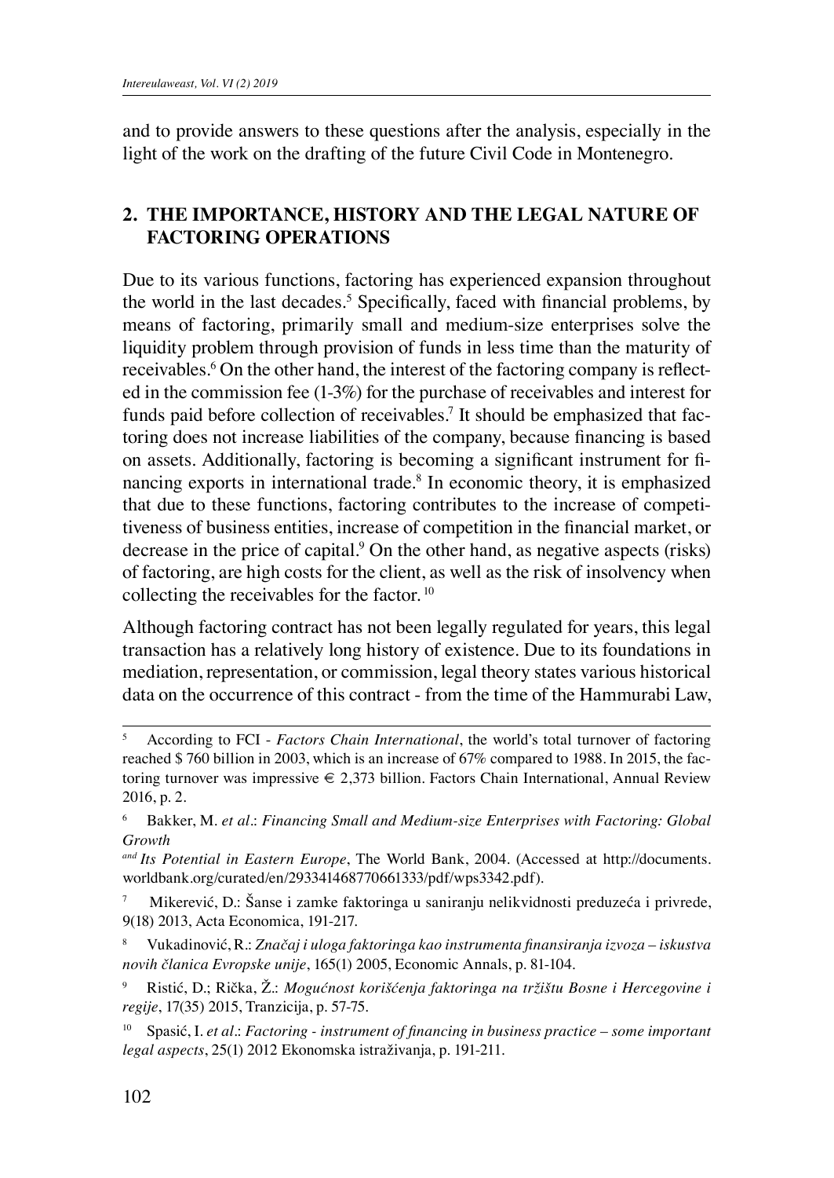and to provide answers to these questions after the analysis, especially in the light of the work on the drafting of the future Civil Code in Montenegro.

## 2. THE IMPORTANCE, HISTORY AND THE LEGAL NATURE OF FACTORING OPERATIONS

Due to its various functions, factoring has experienced expansion throughout the world in the last decades.[5] Specifically, faced with financial problems, by means of factoring, primarily small and medium-size enterprises solve the liquidity problem through provision of funds in less time than the maturity of receivables.[6] On the other hand, the interest of the factoring company is reflected in the commission fee (1-3%) for the purchase of receivables and interest for funds paid before collection of receivables.[7] It should be emphasized that factoring does not increase liabilities of the company, because financing is based on assets. Additionally, factoring is becoming a significant instrument for financing exports in international trade.[8] In economic theory, it is emphasized that due to these functions, factoring contributes to the increase of competitiveness of business entities, increase of competition in the financial market, or decrease in the price of capital.[9] On the other hand, as negative aspects (risks) of factoring, are high costs for the client, as well as the risk of insolvency when collecting the receivables for the factor.[10]

Although factoring contract has not been legally regulated for years, this legal transaction has a relatively long history of existence. Due to its foundations in mediation, representation, or commission, legal theory states various historical data on the occurrence of this contract - from the time of the Hammurabi Law,

---

[5] According to FCI - *Factors Chain International*, the world's total turnover of factoring reached $ 760 billion in 2003, which is an increase of 67% compared to 1988. In 2015, the factoring turnover was impressive € 2,373 billion. Factors Chain International, Annual Review 2016, p. 2.

[6] Bakker, M. *et al*.: *Financing Small and Medium-size Enterprises with Factoring: Global Growth and Its Potential in Eastern Europe*, The World Bank, 2004. (Accessed at http://documents.worldbank.org/curated/en/293341468770661333/pdf/wps3342.pdf).

[7] Mikerević, D.: Šanse i zamke faktoringa u saniranju nelikvidnosti preduzeća i privrede, 9(18) 2013, Acta Economica, 191-217.

[8] Vukadinović, R.: *Značaj i uloga faktoringa kao instrumenta finansiranja izvoza – iskustva novih članica Evropske unije*, 165(1) 2005, Economic Annals, p. 81-104.

[9] Ristić, D.; Rička, Ž.: *Mogućnost korišćenja faktoringa na tržištu Bosne i Hercegovine i regije*, 17(35) 2015, Tranzicija, p. 57-75.

[10] Spasić, I. *et al*.: *Factoring - instrument of financing in business practice – some important legal aspects*, 25(1) 2012 Ekonomska istraživanja, p. 191-211.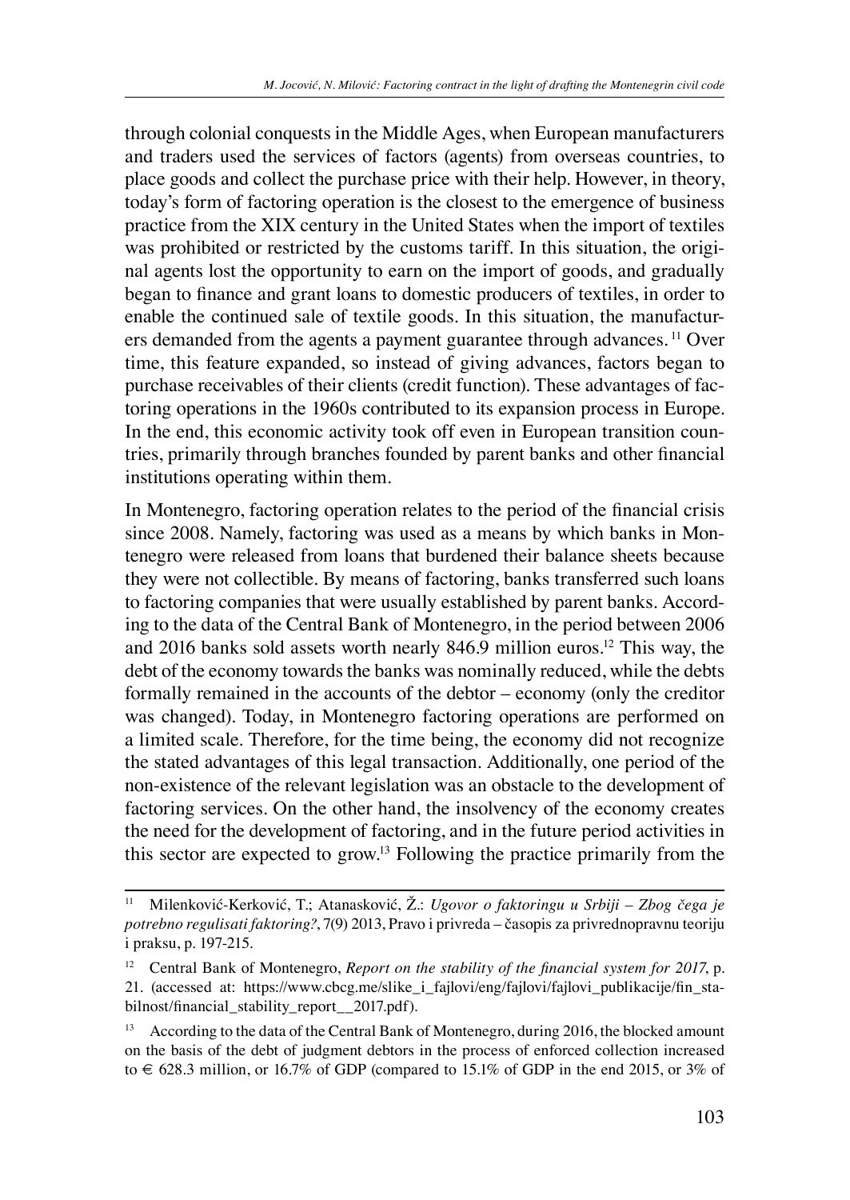through colonial conquests in the Middle Ages, when European manufacturers and traders used the services of factors (agents) from overseas countries, to place goods and collect the purchase price with their help. However, in theory, today's form of factoring operation is the closest to the emergence of business practice from the XIX century in the United States when the import of textiles was prohibited or restricted by the customs tariff. In this situation, the original agents lost the opportunity to earn on the import of goods, and gradually began to finance and grant loans to domestic producers of textiles, in order to enable the continued sale of textile goods. In this situation, the manufacturers demanded from the agents a payment guarantee through advances. [11] Over time, this feature expanded, so instead of giving advances, factors began to purchase receivables of their clients (credit function). These advantages of factoring operations in the 1960s contributed to its expansion process in Europe. In the end, this economic activity took off even in European transition countries, primarily through branches founded by parent banks and other financial institutions operating within them.

In Montenegro, factoring operation relates to the period of the financial crisis since 2008. Namely, factoring was used as a means by which banks in Montenegro were released from loans that burdened their balance sheets because they were not collectible. By means of factoring, banks transferred such loans to factoring companies that were usually established by parent banks. According to the data of the Central Bank of Montenegro, in the period between 2006 and 2016 banks sold assets worth nearly 846.9 million euros.[12] This way, the debt of the economy towards the banks was nominally reduced, while the debts formally remained in the accounts of the debtor – economy (only the creditor was changed). Today, in Montenegro factoring operations are performed on a limited scale. Therefore, for the time being, the economy did not recognize the stated advantages of this legal transaction. Additionally, one period of the non-existence of the relevant legislation was an obstacle to the development of factoring services. On the other hand, the insolvency of the economy creates the need for the development of factoring, and in the future period activities in this sector are expected to grow.[13] Following the practice primarily from the

---

[11] Milenković-Kerković, T.; Atanasković, Ž.: *Ugovor o faktoringu u Srbiji – Zbog čega je potrebno regulisati faktoring?*, 7(9) 2013, Pravo i privreda – časopis za privrednopravnu teoriju i praksu, p. 197-215.

[12] Central Bank of Montenegro, *Report on the stability of the financial system for 2017*, p. 21. (accessed at: https://www.cbcg.me/slike_i_fajlovi/eng/fajlovi/fajlovi_publikacije/fin_stabilnost/financial_stability_report__2017.pdf).

[13] According to the data of the Central Bank of Montenegro, during 2016, the blocked amount on the basis of the debt of judgment debtors in the process of enforced collection increased to € 628.3 million, or 16.7% of GDP (compared to 15.1% of GDP in the end 2015, or 3% of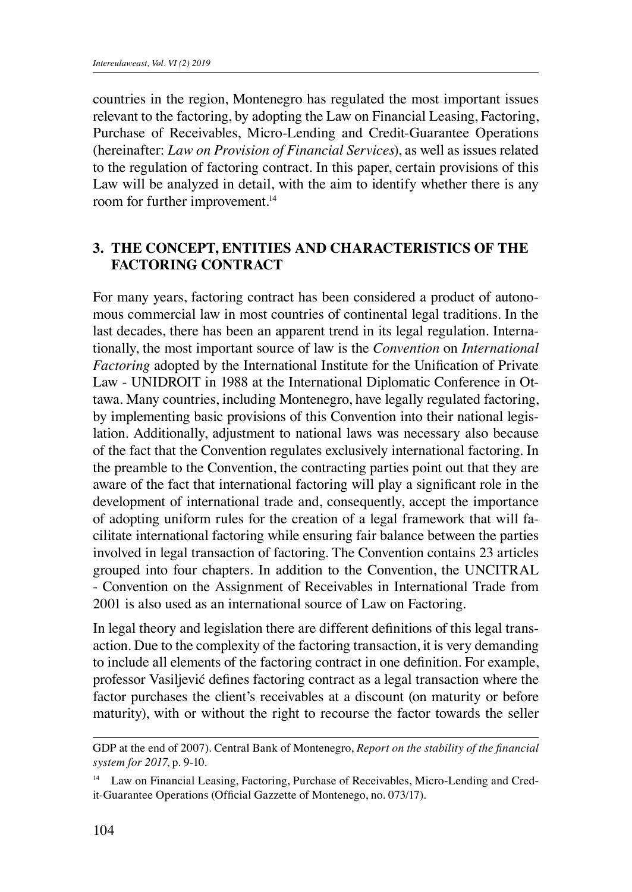countries in the region, Montenegro has regulated the most important issues relevant to the factoring, by adopting the Law on Financial Leasing, Factoring, Purchase of Receivables, Micro-Lending and Credit-Guarantee Operations (hereinafter: *Law on Provision of Financial Services*), as well as issues related to the regulation of factoring contract. In this paper, certain provisions of this Law will be analyzed in detail, with the aim to identify whether there is any room for further improvement.[14]

## 3. THE CONCEPT, ENTITIES AND CHARACTERISTICS OF THE FACTORING CONTRACT

For many years, factoring contract has been considered a product of autonomous commercial law in most countries of continental legal traditions. In the last decades, there has been an apparent trend in its legal regulation. Internationally, the most important source of law is the *Convention* on *International Factoring* adopted by the International Institute for the Unification of Private Law - UNIDROIT in 1988 at the International Diplomatic Conference in Ottawa. Many countries, including Montenegro, have legally regulated factoring, by implementing basic provisions of this Convention into their national legislation. Additionally, adjustment to national laws was necessary also because of the fact that the Convention regulates exclusively international factoring. In the preamble to the Convention, the contracting parties point out that they are aware of the fact that international factoring will play a significant role in the development of international trade and, consequently, accept the importance of adopting uniform rules for the creation of a legal framework that will facilitate international factoring while ensuring fair balance between the parties involved in legal transaction of factoring. The Convention contains 23 articles grouped into four chapters. In addition to the Convention, the UNCITRAL - Convention on the Assignment of Receivables in International Trade from 2001 is also used as an international source of Law on Factoring.

In legal theory and legislation there are different definitions of this legal transaction. Due to the complexity of the factoring transaction, it is very demanding to include all elements of the factoring contract in one definition. For example, professor Vasiljević defines factoring contract as a legal transaction where the factor purchases the client's receivables at a discount (on maturity or before maturity), with or without the right to recourse the factor towards the seller

---

GDP at the end of 2007). Central Bank of Montenegro, *Report on the stability of the financial system for 2017*, p. 9-10.

[14] Law on Financial Leasing, Factoring, Purchase of Receivables, Micro-Lending and Credit-Guarantee Operations (Official Gazzette of Montenego, no. 073/17).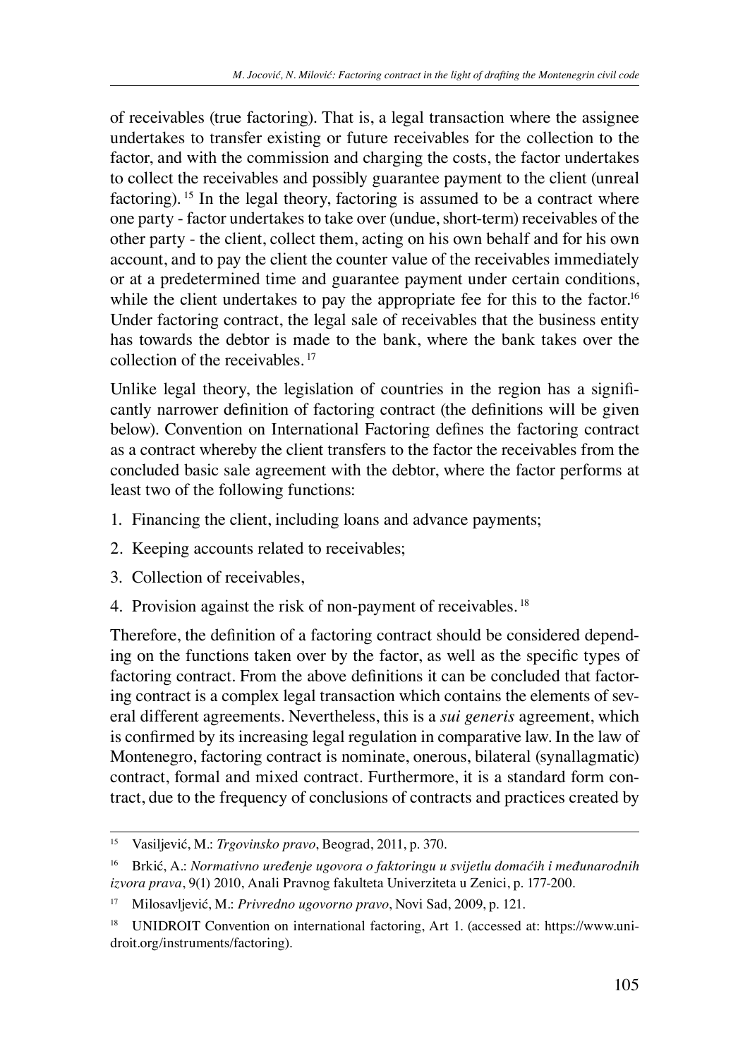of receivables (true factoring). That is, a legal transaction where the assignee undertakes to transfer existing or future receivables for the collection to the factor, and with the commission and charging the costs, the factor undertakes to collect the receivables and possibly guarantee payment to the client (unreal factoring). [15] In the legal theory, factoring is assumed to be a contract where one party - factor undertakes to take over (undue, short-term) receivables of the other party - the client, collect them, acting on his own behalf and for his own account, and to pay the client the counter value of the receivables immediately or at a predetermined time and guarantee payment under certain conditions, while the client undertakes to pay the appropriate fee for this to the factor.[16] Under factoring contract, the legal sale of receivables that the business entity has towards the debtor is made to the bank, where the bank takes over the collection of the receivables. [17]

Unlike legal theory, the legislation of countries in the region has a significantly narrower definition of factoring contract (the definitions will be given below). Convention on International Factoring defines the factoring contract as a contract whereby the client transfers to the factor the receivables from the concluded basic sale agreement with the debtor, where the factor performs at least two of the following functions:

1. Financing the client, including loans and advance payments;
2. Keeping accounts related to receivables;
3. Collection of receivables,
4. Provision against the risk of non-payment of receivables. [18]

Therefore, the definition of a factoring contract should be considered depending on the functions taken over by the factor, as well as the specific types of factoring contract. From the above definitions it can be concluded that factoring contract is a complex legal transaction which contains the elements of several different agreements. Nevertheless, this is a *sui generis* agreement, which is confirmed by its increasing legal regulation in comparative law. In the law of Montenegro, factoring contract is nominate, onerous, bilateral (synallagmatic) contract, formal and mixed contract. Furthermore, it is a standard form contract, due to the frequency of conclusions of contracts and practices created by

---

[15] Vasiljević, M.: *Trgovinsko pravo*, Beograd, 2011, p. 370.

[16] Brkić, A.: *Normativno uređenje ugovora o faktoringu u svijetlu domaćih i međunarodnih izvora prava*, 9(1) 2010, Anali Pravnog fakulteta Univerziteta u Zenici, p. 177-200.

[17] Milosavljević, M.: *Privredno ugovorno pravo*, Novi Sad, 2009, p. 121.

[18] UNIDROIT Convention on international factoring, Art 1. (accessed at: https://www.unidroit.org/instruments/factoring).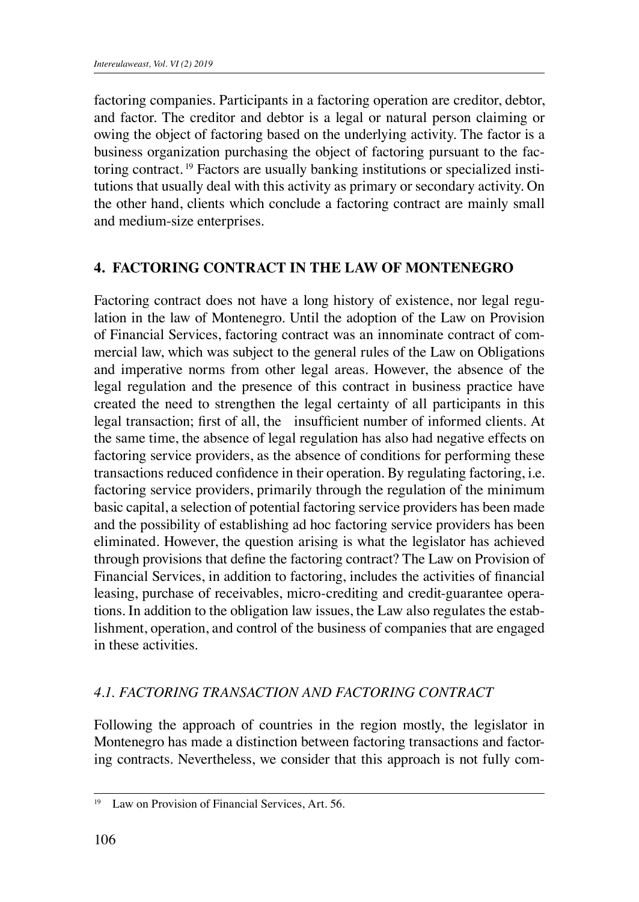factoring companies. Participants in a factoring operation are creditor, debtor, and factor. The creditor and debtor is a legal or natural person claiming or owing the object of factoring based on the underlying activity. The factor is a business organization purchasing the object of factoring pursuant to the factoring contract.[19] Factors are usually banking institutions or specialized institutions that usually deal with this activity as primary or secondary activity. On the other hand, clients which conclude a factoring contract are mainly small and medium-size enterprises.

## 4. FACTORING CONTRACT IN THE LAW OF MONTENEGRO

Factoring contract does not have a long history of existence, nor legal regulation in the law of Montenegro. Until the adoption of the Law on Provision of Financial Services, factoring contract was an innominate contract of commercial law, which was subject to the general rules of the Law on Obligations and imperative norms from other legal areas. However, the absence of the legal regulation and the presence of this contract in business practice have created the need to strengthen the legal certainty of all participants in this legal transaction; first of all, the insufficient number of informed clients. At the same time, the absence of legal regulation has also had negative effects on factoring service providers, as the absence of conditions for performing these transactions reduced confidence in their operation. By regulating factoring, i.e. factoring service providers, primarily through the regulation of the minimum basic capital, a selection of potential factoring service providers has been made and the possibility of establishing ad hoc factoring service providers has been eliminated. However, the question arising is what the legislator has achieved through provisions that define the factoring contract? The Law on Provision of Financial Services, in addition to factoring, includes the activities of financial leasing, purchase of receivables, micro-crediting and credit-guarantee operations. In addition to the obligation law issues, the Law also regulates the establishment, operation, and control of the business of companies that are engaged in these activities.

### *4.1. FACTORING TRANSACTION AND FACTORING CONTRACT*

Following the approach of countries in the region mostly, the legislator in Montenegro has made a distinction between factoring transactions and factoring contracts. Nevertheless, we consider that this approach is not fully com-

[19] Law on Provision of Financial Services, Art. 56.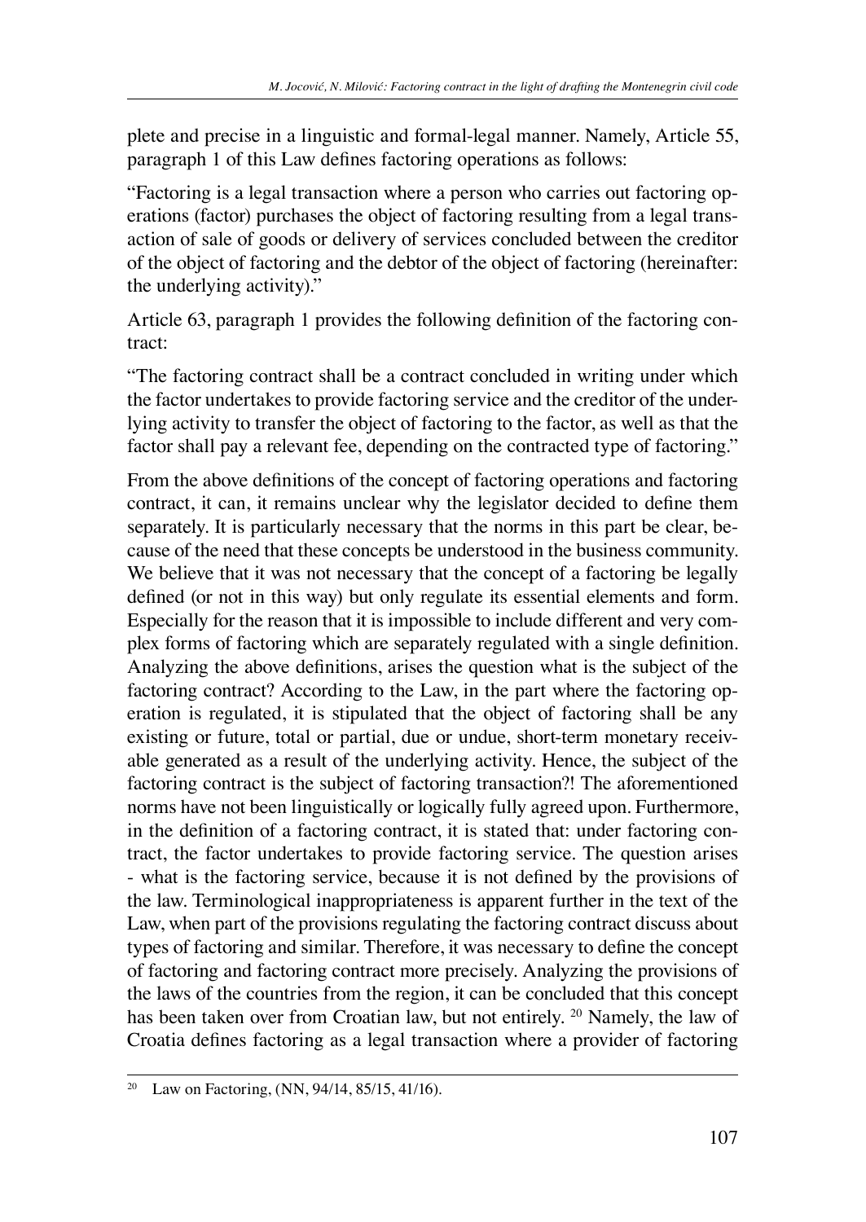plete and precise in a linguistic and formal-legal manner. Namely, Article 55, paragraph 1 of this Law defines factoring operations as follows:

"Factoring is a legal transaction where a person who carries out factoring operations (factor) purchases the object of factoring resulting from a legal transaction of sale of goods or delivery of services concluded between the creditor of the object of factoring and the debtor of the object of factoring (hereinafter: the underlying activity)."

Article 63, paragraph 1 provides the following definition of the factoring contract:

"The factoring contract shall be a contract concluded in writing under which the factor undertakes to provide factoring service and the creditor of the underlying activity to transfer the object of factoring to the factor, as well as that the factor shall pay a relevant fee, depending on the contracted type of factoring."

From the above definitions of the concept of factoring operations and factoring contract, it can, it remains unclear why the legislator decided to define them separately. It is particularly necessary that the norms in this part be clear, because of the need that these concepts be understood in the business community. We believe that it was not necessary that the concept of a factoring be legally defined (or not in this way) but only regulate its essential elements and form. Especially for the reason that it is impossible to include different and very complex forms of factoring which are separately regulated with a single definition. Analyzing the above definitions, arises the question what is the subject of the factoring contract? According to the Law, in the part where the factoring operation is regulated, it is stipulated that the object of factoring shall be any existing or future, total or partial, due or undue, short-term monetary receivable generated as a result of the underlying activity. Hence, the subject of the factoring contract is the subject of factoring transaction?! The aforementioned norms have not been linguistically or logically fully agreed upon. Furthermore, in the definition of a factoring contract, it is stated that: under factoring contract, the factor undertakes to provide factoring service. The question arises - what is the factoring service, because it is not defined by the provisions of the law. Terminological inappropriateness is apparent further in the text of the Law, when part of the provisions regulating the factoring contract discuss about types of factoring and similar. Therefore, it was necessary to define the concept of factoring and factoring contract more precisely. Analyzing the provisions of the laws of the countries from the region, it can be concluded that this concept has been taken over from Croatian law, but not entirely. [20] Namely, the law of Croatia defines factoring as a legal transaction where a provider of factoring

[20] Law on Factoring, (NN, 94/14, 85/15, 41/16).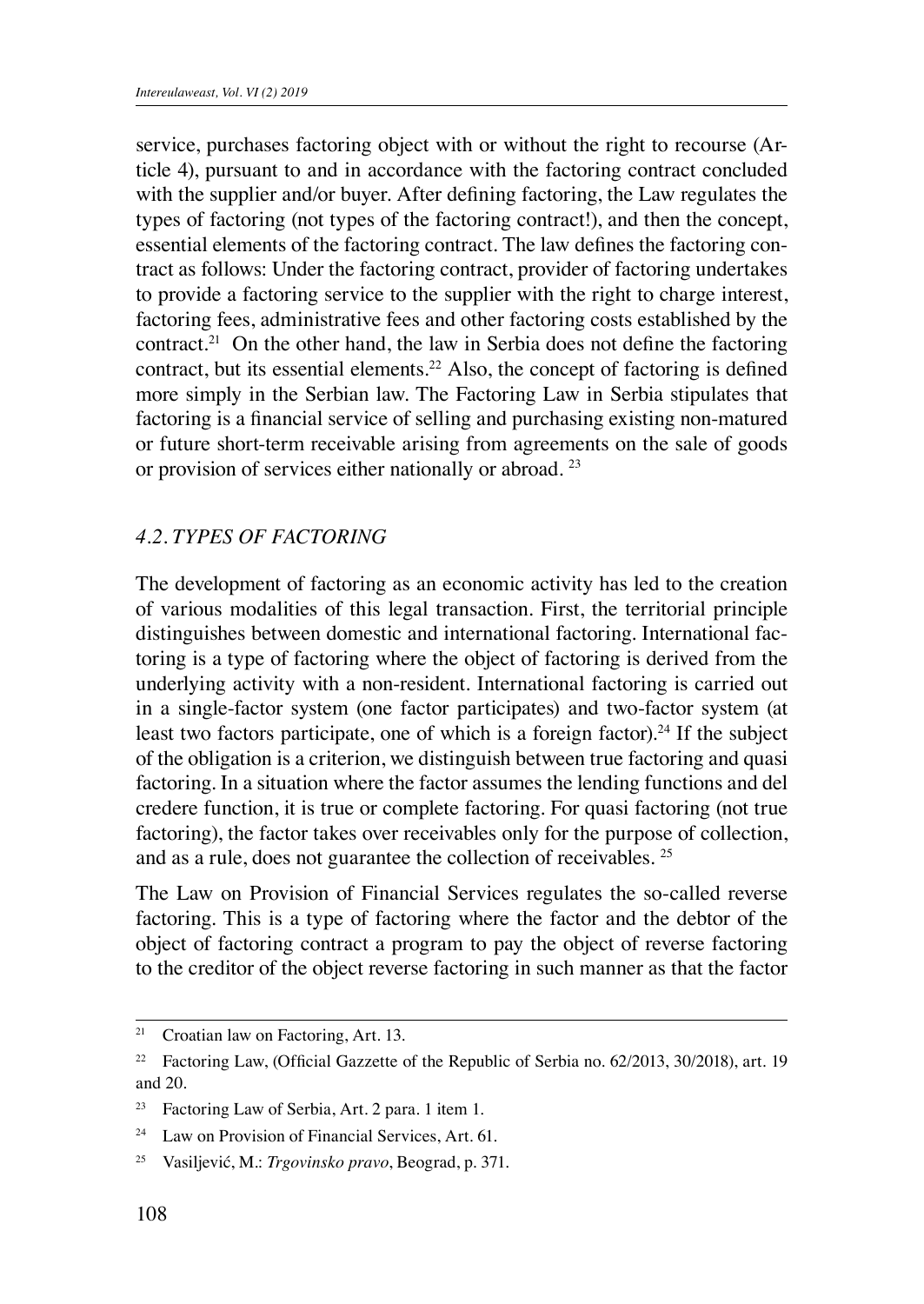service, purchases factoring object with or without the right to recourse (Article 4), pursuant to and in accordance with the factoring contract concluded with the supplier and/or buyer. After defining factoring, the Law regulates the types of factoring (not types of the factoring contract!), and then the concept, essential elements of the factoring contract. The law defines the factoring contract as follows: Under the factoring contract, provider of factoring undertakes to provide a factoring service to the supplier with the right to charge interest, factoring fees, administrative fees and other factoring costs established by the contract.[21] On the other hand, the law in Serbia does not define the factoring contract, but its essential elements.[22] Also, the concept of factoring is defined more simply in the Serbian law. The Factoring Law in Serbia stipulates that factoring is a financial service of selling and purchasing existing non-matured or future short-term receivable arising from agreements on the sale of goods or provision of services either nationally or abroad. [23]

### *4.2. TYPES OF FACTORING*

The development of factoring as an economic activity has led to the creation of various modalities of this legal transaction. First, the territorial principle distinguishes between domestic and international factoring. International factoring is a type of factoring where the object of factoring is derived from the underlying activity with a non-resident. International factoring is carried out in a single-factor system (one factor participates) and two-factor system (at least two factors participate, one of which is a foreign factor).[24] If the subject of the obligation is a criterion, we distinguish between true factoring and quasi factoring. In a situation where the factor assumes the lending functions and del credere function, it is true or complete factoring. For quasi factoring (not true factoring), the factor takes over receivables only for the purpose of collection, and as a rule, does not guarantee the collection of receivables. [25]

The Law on Provision of Financial Services regulates the so-called reverse factoring. This is a type of factoring where the factor and the debtor of the object of factoring contract a program to pay the object of reverse factoring to the creditor of the object reverse factoring in such manner as that the factor

---

[21] Croatian law on Factoring, Art. 13.

[22] Factoring Law, (Official Gazzette of the Republic of Serbia no. 62/2013, 30/2018), art. 19 and 20.

[23] Factoring Law of Serbia, Art. 2 para. 1 item 1.

[24] Law on Provision of Financial Services, Art. 61.

[25] Vasiljević, M.: *Trgovinsko pravo*, Beograd, p. 371.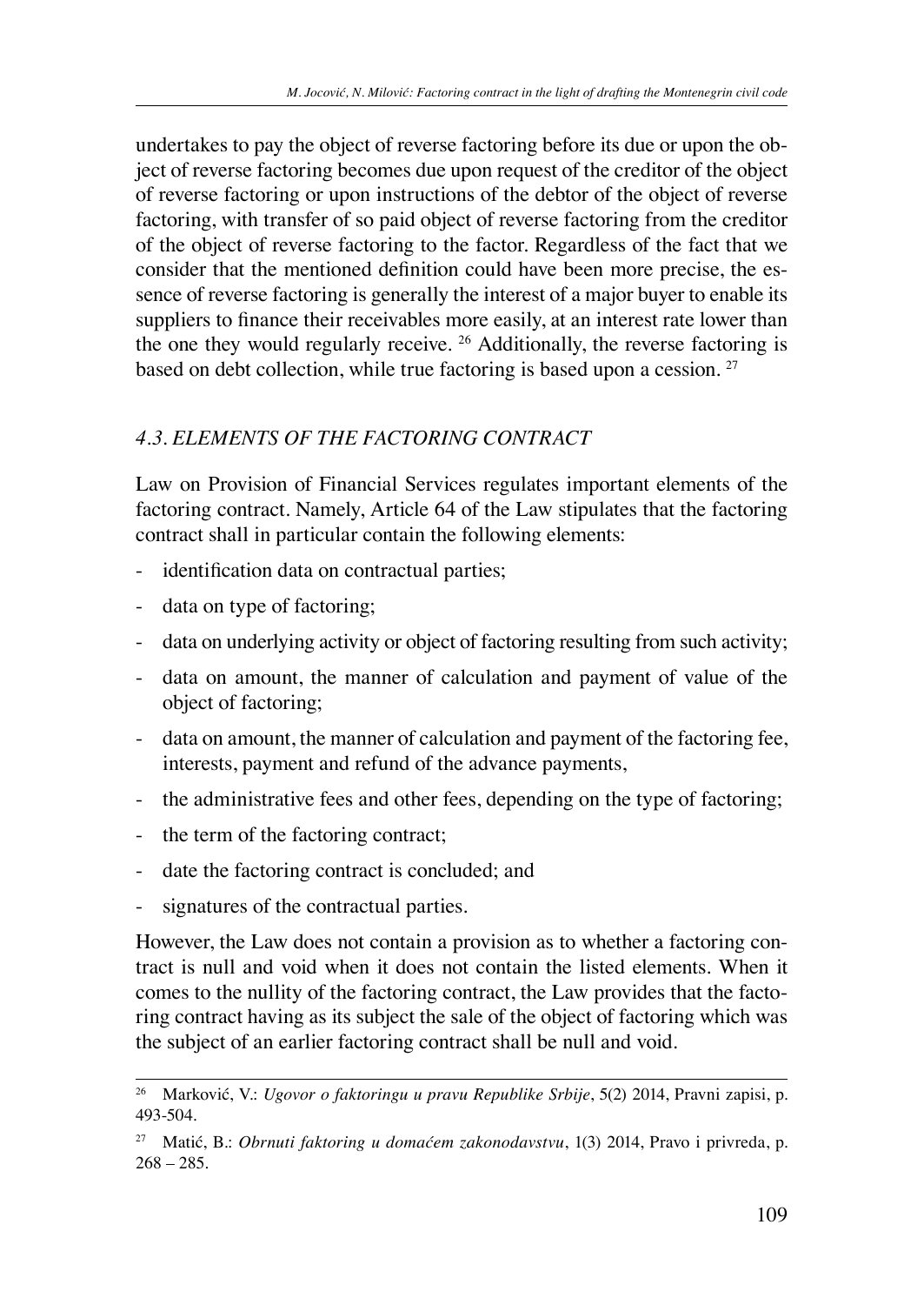undertakes to pay the object of reverse factoring before its due or upon the object of reverse factoring becomes due upon request of the creditor of the object of reverse factoring or upon instructions of the debtor of the object of reverse factoring, with transfer of so paid object of reverse factoring from the creditor of the object of reverse factoring to the factor. Regardless of the fact that we consider that the mentioned definition could have been more precise, the essence of reverse factoring is generally the interest of a major buyer to enable its suppliers to finance their receivables more easily, at an interest rate lower than the one they would regularly receive. [26] Additionally, the reverse factoring is based on debt collection, while true factoring is based upon a cession. [27]

### *4.3. ELEMENTS OF THE FACTORING CONTRACT*

Law on Provision of Financial Services regulates important elements of the factoring contract. Namely, Article 64 of the Law stipulates that the factoring contract shall in particular contain the following elements:

- identification data on contractual parties;
- data on type of factoring;
- data on underlying activity or object of factoring resulting from such activity;
- data on amount, the manner of calculation and payment of value of the object of factoring;
- data on amount, the manner of calculation and payment of the factoring fee, interests, payment and refund of the advance payments,
- the administrative fees and other fees, depending on the type of factoring;
- the term of the factoring contract;
- date the factoring contract is concluded; and
- signatures of the contractual parties.

However, the Law does not contain a provision as to whether a factoring contract is null and void when it does not contain the listed elements. When it comes to the nullity of the factoring contract, the Law provides that the factoring contract having as its subject the sale of the object of factoring which was the subject of an earlier factoring contract shall be null and void.

---

[26] Marković, V.: *Ugovor o faktoringu u pravu Republike Srbije*, 5(2) 2014, Pravni zapisi, p. 493-504.

[27] Matić, B.: *Obrnuti faktoring u domaćem zakonodavstvu*, 1(3) 2014, Pravo i privreda, p. 268 – 285.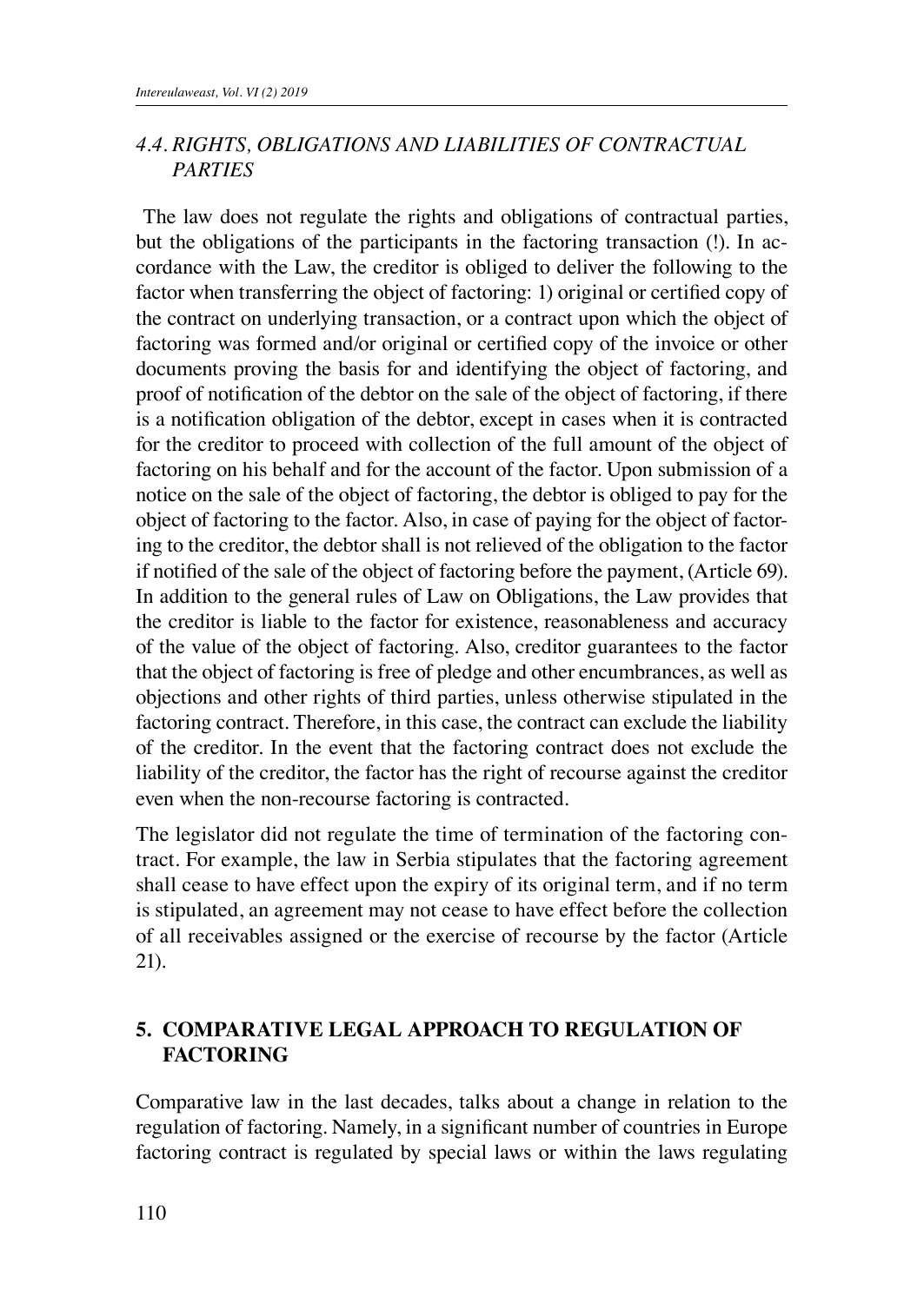### *4.4. RIGHTS, OBLIGATIONS AND LIABILITIES OF CONTRACTUAL PARTIES*

The law does not regulate the rights and obligations of contractual parties, but the obligations of the participants in the factoring transaction (!). In accordance with the Law, the creditor is obliged to deliver the following to the factor when transferring the object of factoring: 1) original or certified copy of the contract on underlying transaction, or a contract upon which the object of factoring was formed and/or original or certified copy of the invoice or other documents proving the basis for and identifying the object of factoring, and proof of notification of the debtor on the sale of the object of factoring, if there is a notification obligation of the debtor, except in cases when it is contracted for the creditor to proceed with collection of the full amount of the object of factoring on his behalf and for the account of the factor. Upon submission of a notice on the sale of the object of factoring, the debtor is obliged to pay for the object of factoring to the factor. Also, in case of paying for the object of factoring to the creditor, the debtor shall is not relieved of the obligation to the factor if notified of the sale of the object of factoring before the payment, (Article 69). In addition to the general rules of Law on Obligations, the Law provides that the creditor is liable to the factor for existence, reasonableness and accuracy of the value of the object of factoring. Also, creditor guarantees to the factor that the object of factoring is free of pledge and other encumbrances, as well as objections and other rights of third parties, unless otherwise stipulated in the factoring contract. Therefore, in this case, the contract can exclude the liability of the creditor. In the event that the factoring contract does not exclude the liability of the creditor, the factor has the right of recourse against the creditor even when the non-recourse factoring is contracted.

The legislator did not regulate the time of termination of the factoring contract. For example, the law in Serbia stipulates that the factoring agreement shall cease to have effect upon the expiry of its original term, and if no term is stipulated, an agreement may not cease to have effect before the collection of all receivables assigned or the exercise of recourse by the factor (Article 21).

## 5. COMPARATIVE LEGAL APPROACH TO REGULATION OF FACTORING

Comparative law in the last decades, talks about a change in relation to the regulation of factoring. Namely, in a significant number of countries in Europe factoring contract is regulated by special laws or within the laws regulating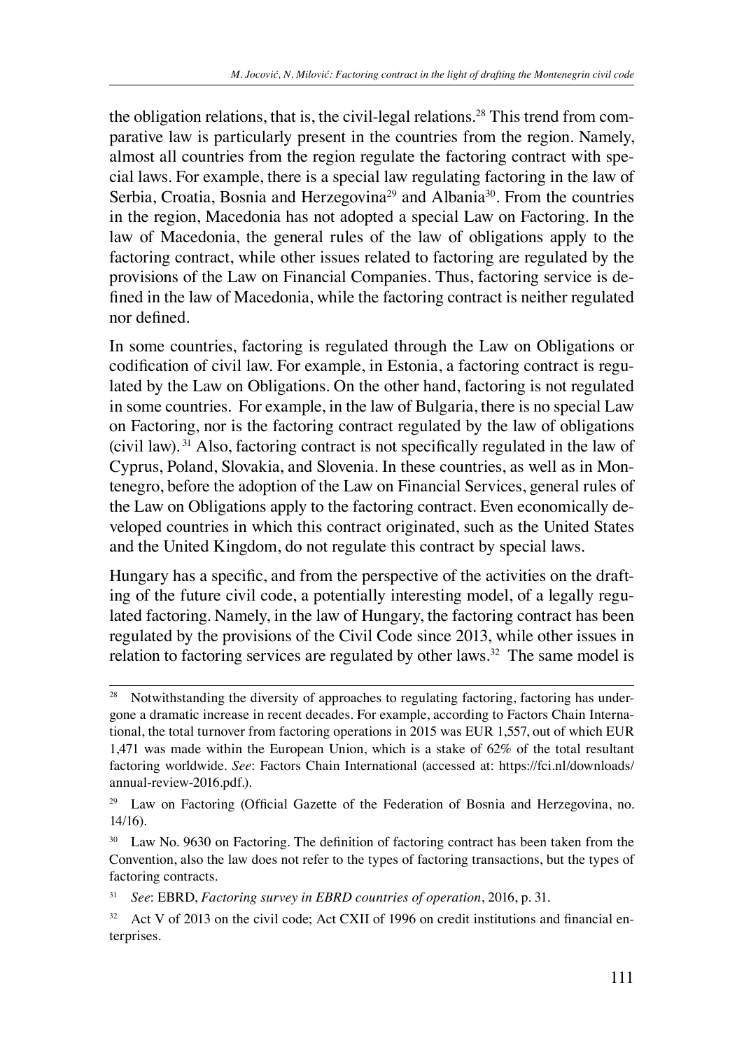the obligation relations, that is, the civil-legal relations.[28] This trend from comparative law is particularly present in the countries from the region. Namely, almost all countries from the region regulate the factoring contract with special laws. For example, there is a special law regulating factoring in the law of Serbia, Croatia, Bosnia and Herzegovina[29] and Albania[30]. From the countries in the region, Macedonia has not adopted a special Law on Factoring. In the law of Macedonia, the general rules of the law of obligations apply to the factoring contract, while other issues related to factoring are regulated by the provisions of the Law on Financial Companies. Thus, factoring service is defined in the law of Macedonia, while the factoring contract is neither regulated nor defined.

In some countries, factoring is regulated through the Law on Obligations or codification of civil law. For example, in Estonia, a factoring contract is regulated by the Law on Obligations. On the other hand, factoring is not regulated in some countries. For example, in the law of Bulgaria, there is no special Law on Factoring, nor is the factoring contract regulated by the law of obligations (civil law).[31] Also, factoring contract is not specifically regulated in the law of Cyprus, Poland, Slovakia, and Slovenia. In these countries, as well as in Montenegro, before the adoption of the Law on Financial Services, general rules of the Law on Obligations apply to the factoring contract. Even economically developed countries in which this contract originated, such as the United States and the United Kingdom, do not regulate this contract by special laws.

Hungary has a specific, and from the perspective of the activities on the drafting of the future civil code, a potentially interesting model, of a legally regulated factoring. Namely, in the law of Hungary, the factoring contract has been regulated by the provisions of the Civil Code since 2013, while other issues in relation to factoring services are regulated by other laws.[32] The same model is

---

[28] Notwithstanding the diversity of approaches to regulating factoring, factoring has undergone a dramatic increase in recent decades. For example, according to Factors Chain International, the total turnover from factoring operations in 2015 was EUR 1,557, out of which EUR 1,471 was made within the European Union, which is a stake of 62% of the total resultant factoring worldwide. *See*: Factors Chain International (accessed at: https://fci.nl/downloads/annual-review-2016.pdf.).

[29] Law on Factoring (Official Gazette of the Federation of Bosnia and Herzegovina, no. 14/16).

[30] Law No. 9630 on Factoring. The definition of factoring contract has been taken from the Convention, also the law does not refer to the types of factoring transactions, but the types of factoring contracts.

[31] *See*: EBRD, *Factoring survey in EBRD countries of operation*, 2016, p. 31.

[32] Act V of 2013 on the civil code; Act CXII of 1996 on credit institutions and financial enterprises.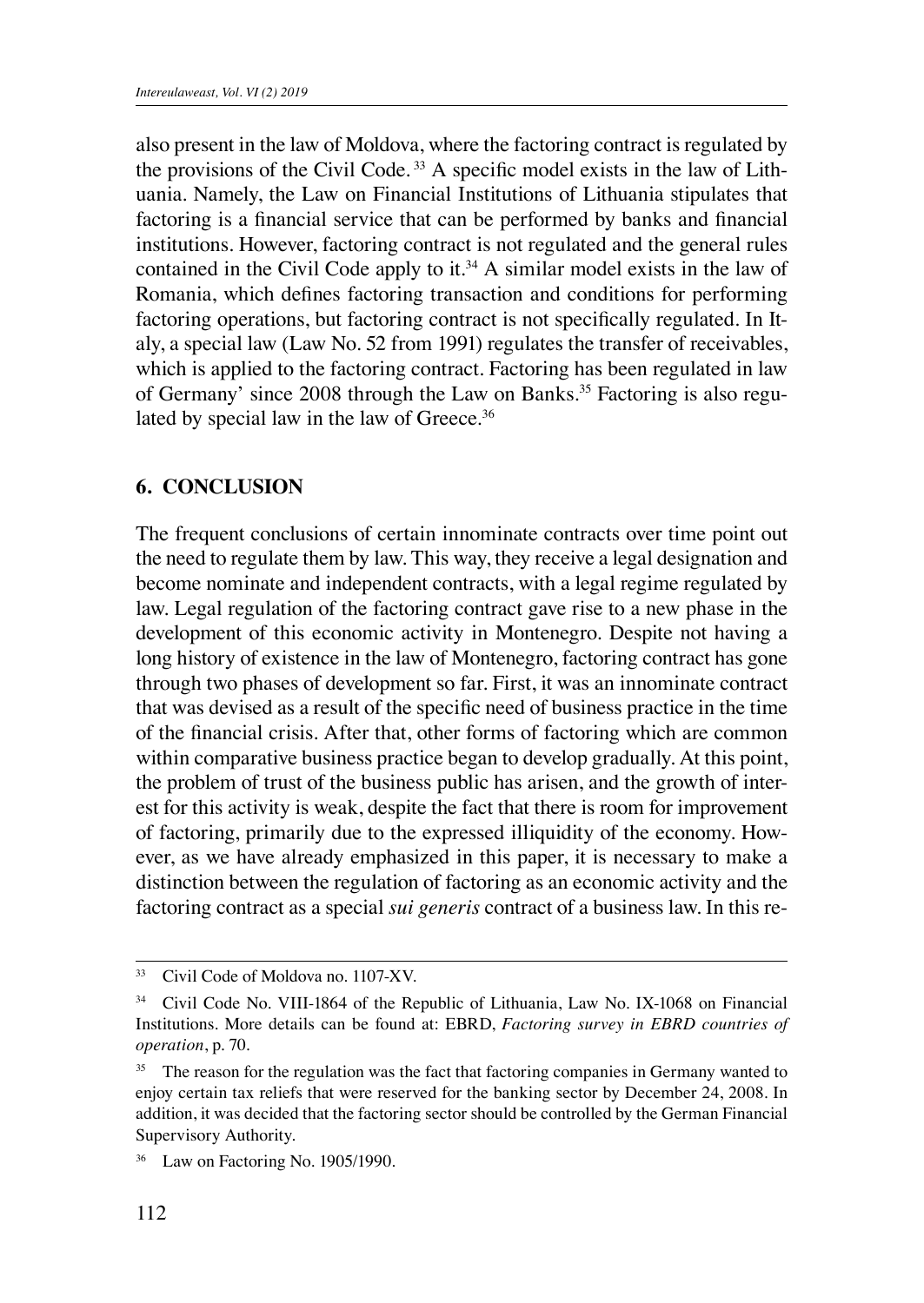also present in the law of Moldova, where the factoring contract is regulated by the provisions of the Civil Code. [33] A specific model exists in the law of Lithuania. Namely, the Law on Financial Institutions of Lithuania stipulates that factoring is a financial service that can be performed by banks and financial institutions. However, factoring contract is not regulated and the general rules contained in the Civil Code apply to it.[34] A similar model exists in the law of Romania, which defines factoring transaction and conditions for performing factoring operations, but factoring contract is not specifically regulated. In Italy, a special law (Law No. 52 from 1991) regulates the transfer of receivables, which is applied to the factoring contract. Factoring has been regulated in law of Germany' since 2008 through the Law on Banks.[35] Factoring is also regulated by special law in the law of Greece.[36]

## 6. CONCLUSION

The frequent conclusions of certain innominate contracts over time point out the need to regulate them by law. This way, they receive a legal designation and become nominate and independent contracts, with a legal regime regulated by law. Legal regulation of the factoring contract gave rise to a new phase in the development of this economic activity in Montenegro. Despite not having a long history of existence in the law of Montenegro, factoring contract has gone through two phases of development so far. First, it was an innominate contract that was devised as a result of the specific need of business practice in the time of the financial crisis. After that, other forms of factoring which are common within comparative business practice began to develop gradually. At this point, the problem of trust of the business public has arisen, and the growth of interest for this activity is weak, despite the fact that there is room for improvement of factoring, primarily due to the expressed illiquidity of the economy. However, as we have already emphasized in this paper, it is necessary to make a distinction between the regulation of factoring as an economic activity and the factoring contract as a special *sui generis* contract of a business law. In this re-

---

[33] Civil Code of Moldova no. 1107-XV.

[34] Civil Code No. VIII-1864 of the Republic of Lithuania, Law No. IX-1068 on Financial Institutions. More details can be found at: EBRD, *Factoring survey in EBRD countries of operation*, p. 70.

[35] The reason for the regulation was the fact that factoring companies in Germany wanted to enjoy certain tax reliefs that were reserved for the banking sector by December 24, 2008. In addition, it was decided that the factoring sector should be controlled by the German Financial Supervisory Authority.

[36] Law on Factoring No. 1905/1990.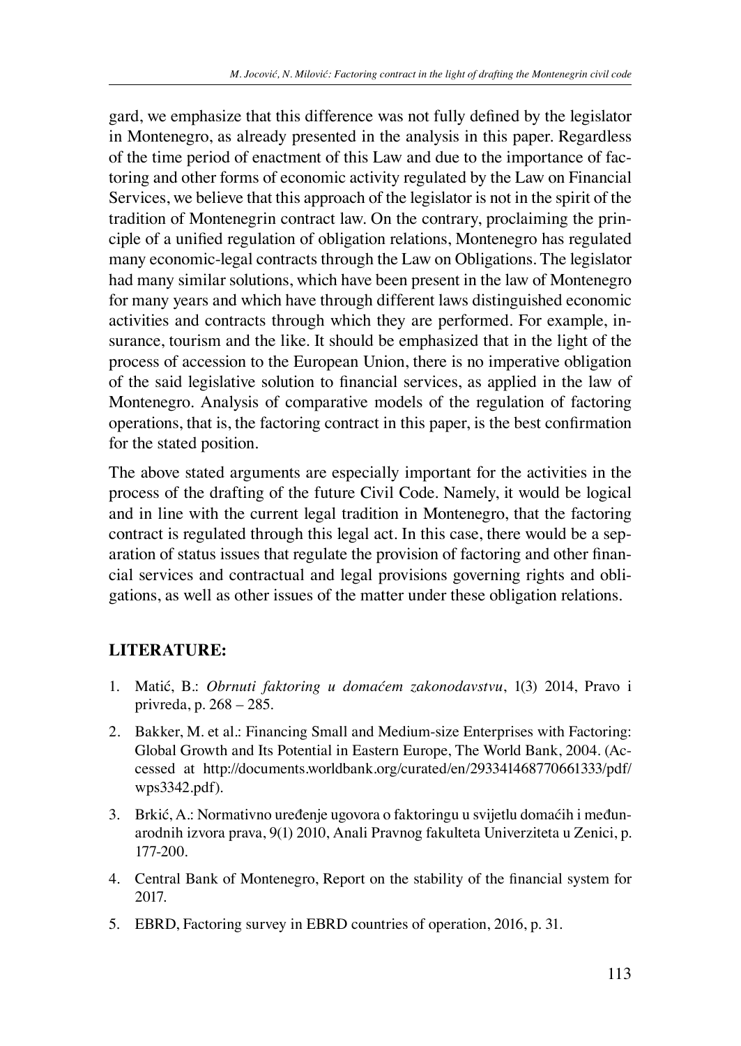gard, we emphasize that this difference was not fully defined by the legislator in Montenegro, as already presented in the analysis in this paper. Regardless of the time period of enactment of this Law and due to the importance of factoring and other forms of economic activity regulated by the Law on Financial Services, we believe that this approach of the legislator is not in the spirit of the tradition of Montenegrin contract law. On the contrary, proclaiming the principle of a unified regulation of obligation relations, Montenegro has regulated many economic-legal contracts through the Law on Obligations. The legislator had many similar solutions, which have been present in the law of Montenegro for many years and which have through different laws distinguished economic activities and contracts through which they are performed. For example, insurance, tourism and the like. It should be emphasized that in the light of the process of accession to the European Union, there is no imperative obligation of the said legislative solution to financial services, as applied in the law of Montenegro. Analysis of comparative models of the regulation of factoring operations, that is, the factoring contract in this paper, is the best confirmation for the stated position.

The above stated arguments are especially important for the activities in the process of the drafting of the future Civil Code. Namely, it would be logical and in line with the current legal tradition in Montenegro, that the factoring contract is regulated through this legal act. In this case, there would be a separation of status issues that regulate the provision of factoring and other financial services and contractual and legal provisions governing rights and obligations, as well as other issues of the matter under these obligation relations.

## LITERATURE:

1. Matić, B.: *Obrnuti faktoring u domaćem zakonodavstvu*, 1(3) 2014, Pravo i privreda, p. 268 – 285.
2. Bakker, M. et al.: Financing Small and Medium-size Enterprises with Factoring: Global Growth and Its Potential in Eastern Europe, The World Bank, 2004. (Accessed at http://documents.worldbank.org/curated/en/293341468770661333/pdf/wps3342.pdf).
3. Brkić, A.: Normativno uređenje ugovora o faktoringu u svijetlu domaćih i međunarodnih izvora prava, 9(1) 2010, Anali Pravnog fakulteta Univerziteta u Zenici, p. 177-200.
4. Central Bank of Montenegro, Report on the stability of the financial system for 2017.
5. EBRD, Factoring survey in EBRD countries of operation, 2016, p. 31.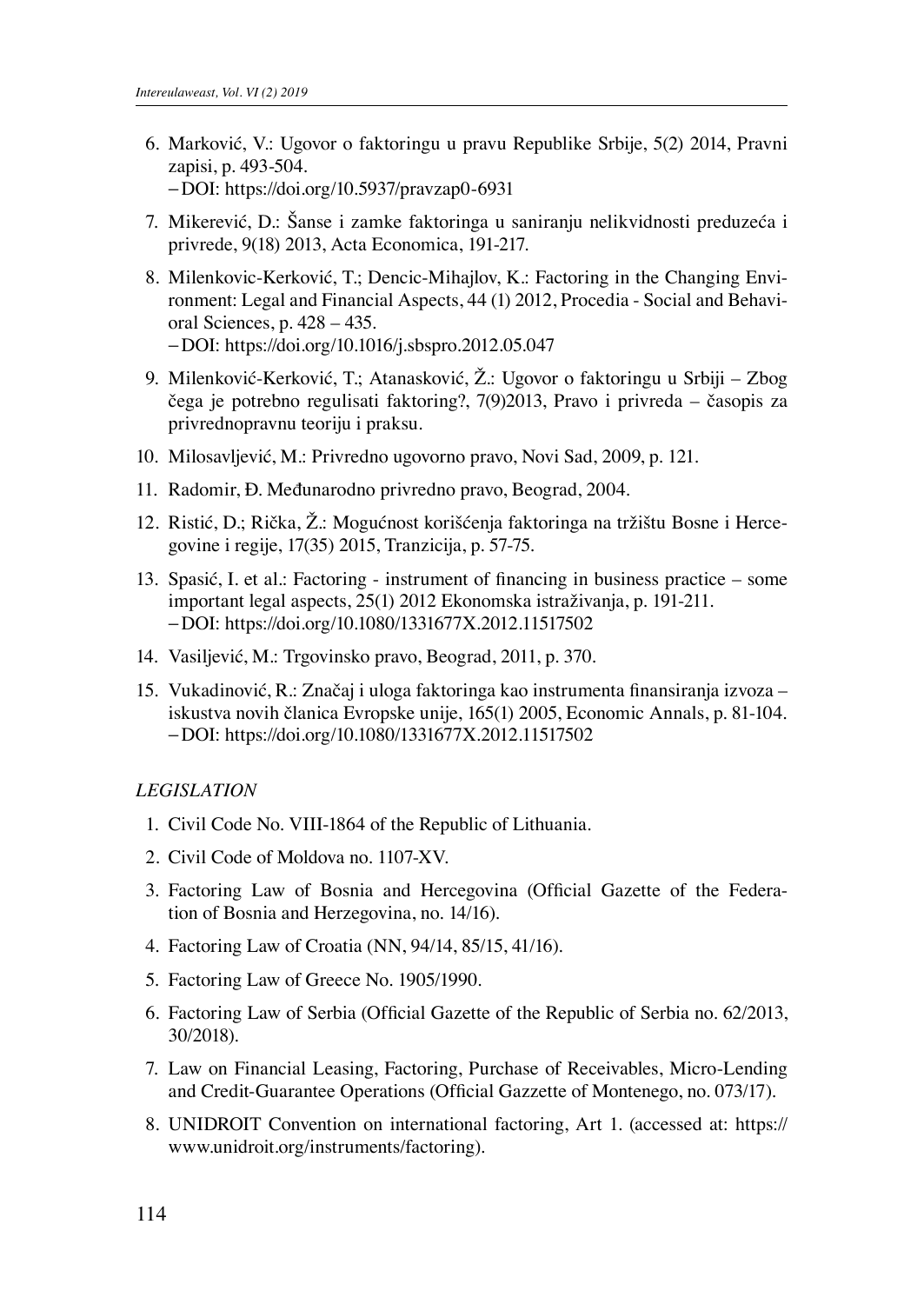6. Marković, V.: Ugovor o faktoringu u pravu Republike Srbije, 5(2) 2014, Pravni zapisi, p. 493-504.
   – DOI: https://doi.org/10.5937/pravzap0-6931
7. Mikerević, D.: Šanse i zamke faktoringa u saniranju nelikvidnosti preduzeća i privrede, 9(18) 2013, Acta Economica, 191-217.
8. Milenkovic-Kerković, T.; Dencic-Mihajlov, K.: Factoring in the Changing Environment: Legal and Financial Aspects, 44 (1) 2012, Procedia - Social and Behavioral Sciences, p. 428 – 435.
   – DOI: https://doi.org/10.1016/j.sbspro.2012.05.047
9. Milenković-Kerković, T.; Atanasković, Ž.: Ugovor o faktoringu u Srbiji – Zbog čega je potrebno regulisati faktoring?, 7(9)2013, Pravo i privreda – časopis za privrednopravnu teoriju i praksu.
10. Milosavljević, M.: Privredno ugovorno pravo, Novi Sad, 2009, p. 121.
11. Radomir, Đ. Međunarodno privredno pravo, Beograd, 2004.
12. Ristić, D.; Rička, Ž.: Mogućnost korišćenja faktoringa na tržištu Bosne i Hercegovine i regije, 17(35) 2015, Tranzicija, p. 57-75.
13. Spasić, I. et al.: Factoring - instrument of financing in business practice – some important legal aspects, 25(1) 2012 Ekonomska istraživanja, p. 191-211.
    – DOI: https://doi.org/10.1080/1331677X.2012.11517502
14. Vasiljević, M.: Trgovinsko pravo, Beograd, 2011, p. 370.
15. Vukadinović, R.: Značaj i uloga faktoringa kao instrumenta finansiranja izvoza – iskustva novih članica Evropske unije, 165(1) 2005, Economic Annals, p. 81-104.
    – DOI: https://doi.org/10.1080/1331677X.2012.11517502

*LEGISLATION*

1. Civil Code No. VIII-1864 of the Republic of Lithuania.
2. Civil Code of Moldova no. 1107-XV.
3. Factoring Law of Bosnia and Hercegovina (Official Gazette of the Federation of Bosnia and Herzegovina, no. 14/16).
4. Factoring Law of Croatia (NN, 94/14, 85/15, 41/16).
5. Factoring Law of Greece No. 1905/1990.
6. Factoring Law of Serbia (Official Gazette of the Republic of Serbia no. 62/2013, 30/2018).
7. Law on Financial Leasing, Factoring, Purchase of Receivables, Micro-Lending and Credit-Guarantee Operations (Official Gazzette of Montenego, no. 073/17).
8. UNIDROIT Convention on international factoring, Art 1. (accessed at: https://www.unidroit.org/instruments/factoring).